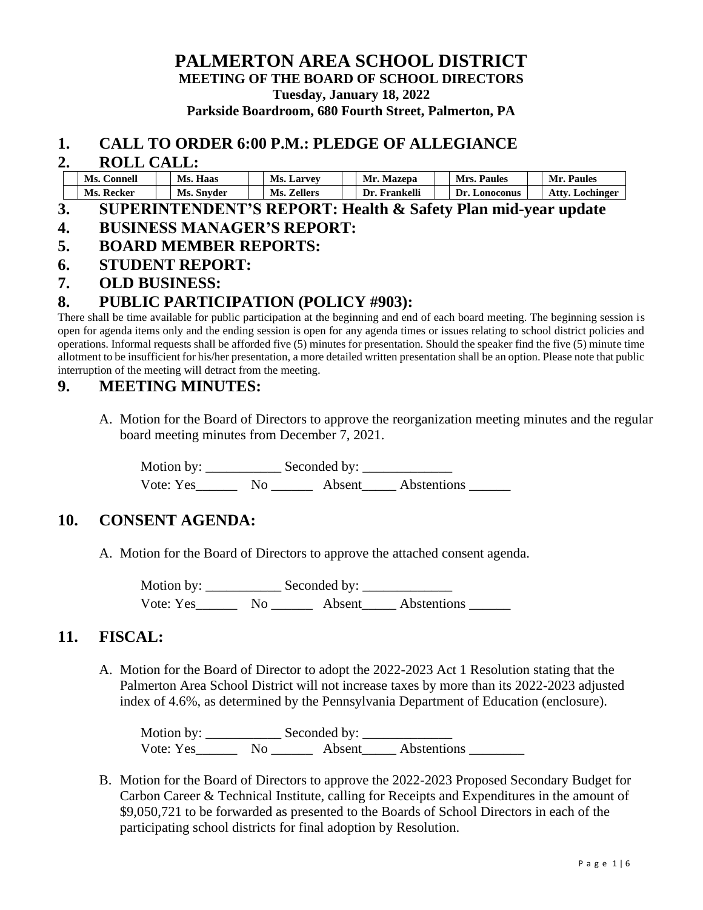# PALMERTON AREA SCHOOL DISTRICT

**MEETING OF THE BOARD OF SCHOOL DIRECTORS**

**Tuesday, January 18, 2022**

**Parkside Boardroom, 680 Fourth Street, Palmerton, PA**

## 1. CALL TO ORDER 6:00 P.M.: PLEDGE OF ALLEGIANCE

## 2. ROLL CALL:

| | | | | | | | | | | | |
|---|---|---|---|---|---|---|---|---|---|---|---|
| | **Ms. Connell** | | **Ms. Haas** | | **Ms. Larvey** | | **Mr. Mazepa** | | **Mrs. Paules** | | **Mr. Paules** |
| | **Ms. Recker** | | **Ms. Snyder** | | **Ms. Zellers** | | **Dr. Frankelli** | | **Dr. Lonoconus** | | **Atty. Lochinger** |

## 3. SUPERINTENDENT'S REPORT: Health & Safety Plan mid-year update

## 4. BUSINESS MANAGER'S REPORT:

## 5. BOARD MEMBER REPORTS:

## 6. STUDENT REPORT:

## 7. OLD BUSINESS:

## 8. PUBLIC PARTICIPATION (POLICY #903):

There shall be time available for public participation at the beginning and end of each board meeting. The beginning session is open for agenda items only and the ending session is open for any agenda times or issues relating to school district policies and operations. Informal requests shall be afforded five (5) minutes for presentation. Should the speaker find the five (5) minute time allotment to be insufficient for his/her presentation, a more detailed written presentation shall be an option. Please note that public interruption of the meeting will detract from the meeting.

## 9. MEETING MINUTES:

A. Motion for the Board of Directors to approve the reorganization meeting minutes and the regular board meeting minutes from December 7, 2021.

Motion by: ___________ Seconded by: _____________

Vote: Yes______ No ______ Absent_____ Abstentions ______

## 10. CONSENT AGENDA:

A. Motion for the Board of Directors to approve the attached consent agenda.

Motion by: ___________ Seconded by: _____________

Vote: Yes______ No ______ Absent_____ Abstentions ______

## 11. FISCAL:

A. Motion for the Board of Director to adopt the 2022-2023 Act 1 Resolution stating that the Palmerton Area School District will not increase taxes by more than its 2022-2023 adjusted index of 4.6%, as determined by the Pennsylvania Department of Education (enclosure).

Motion by: ___________ Seconded by: _____________

Vote: Yes______ No ______ Absent_____ Abstentions ________

B. Motion for the Board of Directors to approve the 2022-2023 Proposed Secondary Budget for Carbon Career & Technical Institute, calling for Receipts and Expenditures in the amount of $9,050,721 to be forwarded as presented to the Boards of School Directors in each of the participating school districts for final adoption by Resolution.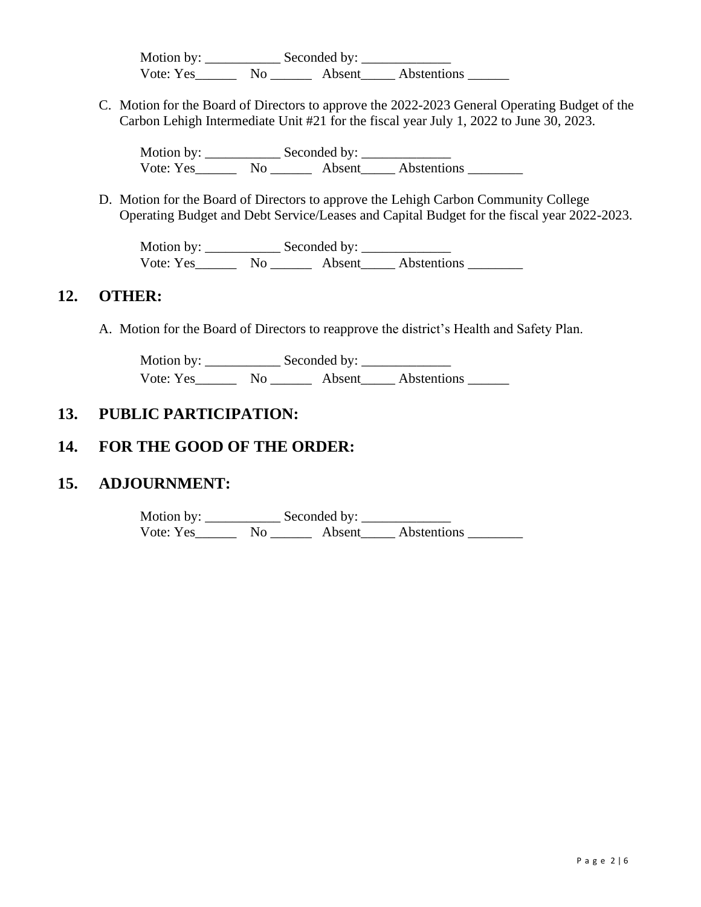Motion by: ___________ Seconded by: _____________
Vote: Yes______ No ______ Absent_____ Abstentions ______

C. Motion for the Board of Directors to approve the 2022-2023 General Operating Budget of the Carbon Lehigh Intermediate Unit #21 for the fiscal year July 1, 2022 to June 30, 2023.

Motion by: ___________ Seconded by: _____________
Vote: Yes______ No ______ Absent_____ Abstentions ________

D. Motion for the Board of Directors to approve the Lehigh Carbon Community College Operating Budget and Debt Service/Leases and Capital Budget for the fiscal year 2022-2023.

Motion by: ___________ Seconded by: _____________
Vote: Yes______ No ______ Absent_____ Abstentions ________

## 12. OTHER:

A. Motion for the Board of Directors to reapprove the district's Health and Safety Plan.

Motion by: ___________ Seconded by: _____________
Vote: Yes______ No ______ Absent_____ Abstentions ______

## 13. PUBLIC PARTICIPATION:

## 14. FOR THE GOOD OF THE ORDER:

## 15. ADJOURNMENT:

Motion by: ___________ Seconded by: _____________
Vote: Yes______ No ______ Absent_____ Abstentions ________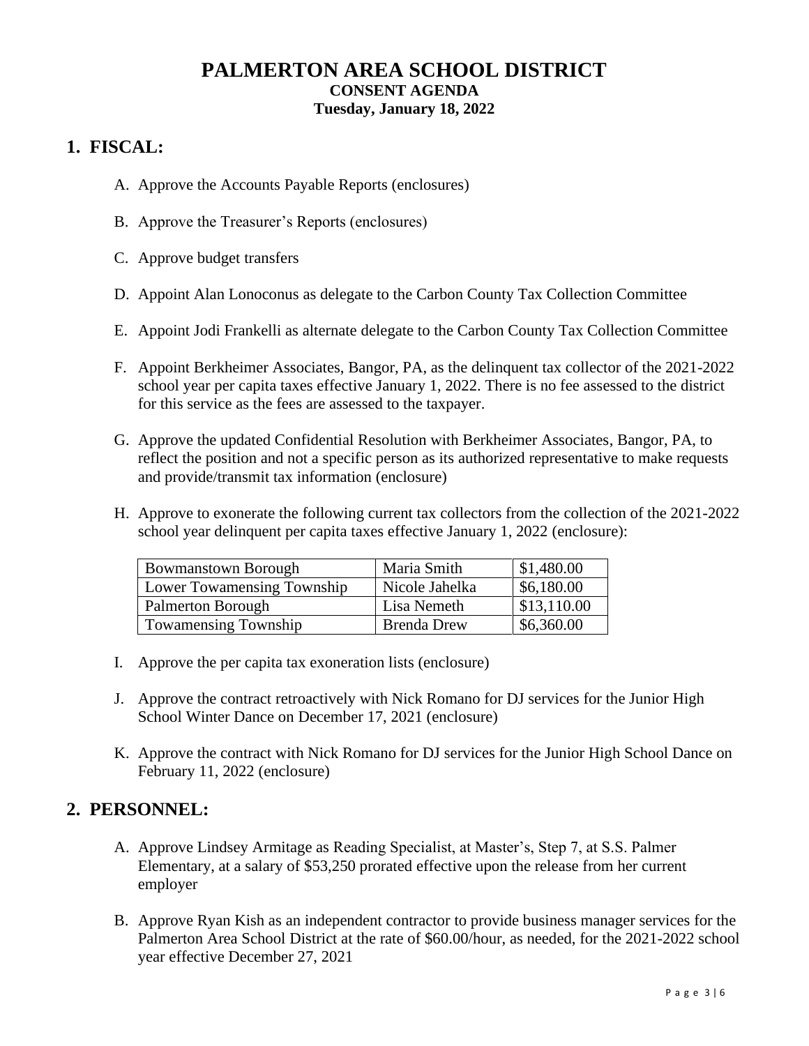# PALMERTON AREA SCHOOL DISTRICT

**CONSENT AGENDA**

**Tuesday, January 18, 2022**

## 1. FISCAL:

A. Approve the Accounts Payable Reports (enclosures)

B. Approve the Treasurer's Reports (enclosures)

C. Approve budget transfers

D. Appoint Alan Lonoconus as delegate to the Carbon County Tax Collection Committee

E. Appoint Jodi Frankelli as alternate delegate to the Carbon County Tax Collection Committee

F. Appoint Berkheimer Associates, Bangor, PA, as the delinquent tax collector of the 2021-2022 school year per capita taxes effective January 1, 2022. There is no fee assessed to the district for this service as the fees are assessed to the taxpayer.

G. Approve the updated Confidential Resolution with Berkheimer Associates, Bangor, PA, to reflect the position and not a specific person as its authorized representative to make requests and provide/transmit tax information (enclosure)

H. Approve to exonerate the following current tax collectors from the collection of the 2021-2022 school year delinquent per capita taxes effective January 1, 2022 (enclosure):

| | | |
|---|---|---|
| Bowmanstown Borough | Maria Smith | $1,480.00 |
| Lower Towamensing Township | Nicole Jahelka | $6,180.00 |
| Palmerton Borough | Lisa Nemeth | $13,110.00 |
| Towamensing Township | Brenda Drew | $6,360.00 |

I. Approve the per capita tax exoneration lists (enclosure)

J. Approve the contract retroactively with Nick Romano for DJ services for the Junior High School Winter Dance on December 17, 2021 (enclosure)

K. Approve the contract with Nick Romano for DJ services for the Junior High School Dance on February 11, 2022 (enclosure)

## 2. PERSONNEL:

A. Approve Lindsey Armitage as Reading Specialist, at Master's, Step 7, at S.S. Palmer Elementary, at a salary of $53,250 prorated effective upon the release from her current employer

B. Approve Ryan Kish as an independent contractor to provide business manager services for the Palmerton Area School District at the rate of $60.00/hour, as needed, for the 2021-2022 school year effective December 27, 2021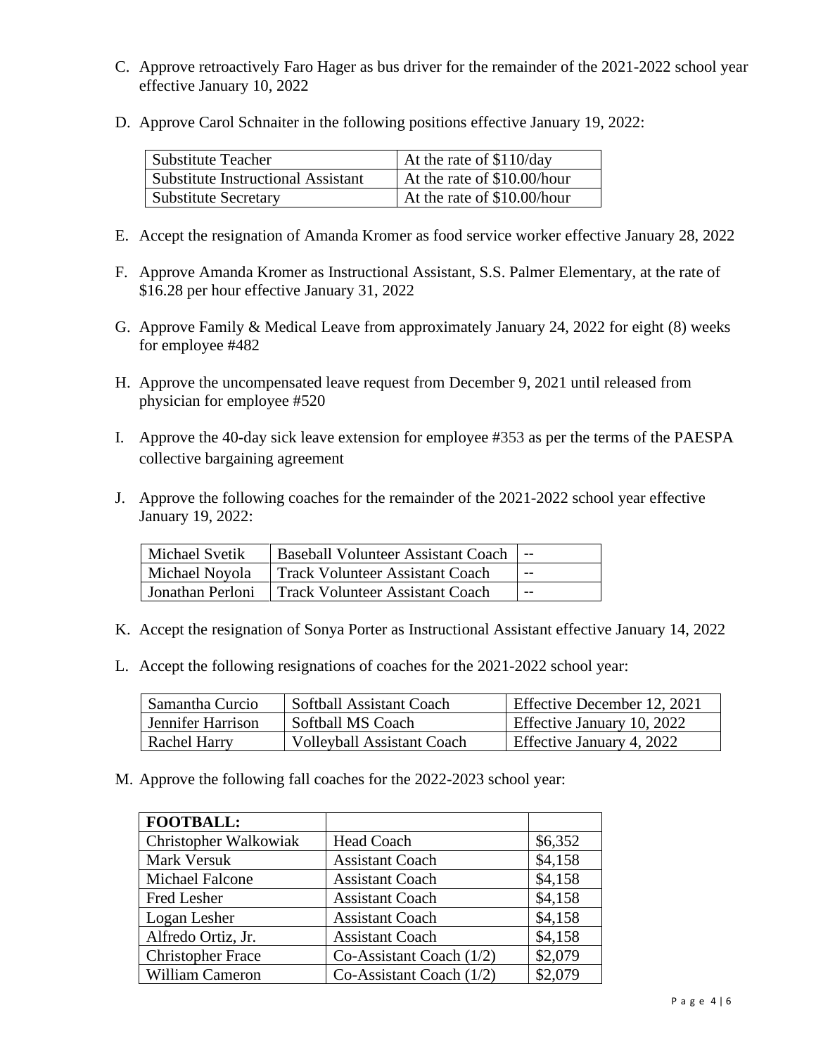C. Approve retroactively Faro Hager as bus driver for the remainder of the 2021-2022 school year effective January 10, 2022

D. Approve Carol Schnaiter in the following positions effective January 19, 2022:

| Substitute Teacher | At the rate of $110/day |
|---|---|
| Substitute Instructional Assistant | At the rate of $10.00/hour |
| Substitute Secretary | At the rate of $10.00/hour |

E. Accept the resignation of Amanda Kromer as food service worker effective January 28, 2022

F. Approve Amanda Kromer as Instructional Assistant, S.S. Palmer Elementary, at the rate of $16.28 per hour effective January 31, 2022

G. Approve Family & Medical Leave from approximately January 24, 2022 for eight (8) weeks for employee #482

H. Approve the uncompensated leave request from December 9, 2021 until released from physician for employee #520

I. Approve the 40-day sick leave extension for employee #353 as per the terms of the PAESPA collective bargaining agreement

J. Approve the following coaches for the remainder of the 2021-2022 school year effective January 19, 2022:

| Michael Svetik | Baseball Volunteer Assistant Coach | -- |
|---|---|---|
| Michael Noyola | Track Volunteer Assistant Coach | -- |
| Jonathan Perloni | Track Volunteer Assistant Coach | -- |

K. Accept the resignation of Sonya Porter as Instructional Assistant effective January 14, 2022

L. Accept the following resignations of coaches for the 2021-2022 school year:

| Samantha Curcio | Softball Assistant Coach | Effective December 12, 2021 |
|---|---|---|
| Jennifer Harrison | Softball MS Coach | Effective January 10, 2022 |
| Rachel Harry | Volleyball Assistant Coach | Effective January 4, 2022 |

M. Approve the following fall coaches for the 2022-2023 school year:

| **FOOTBALL:** | | |
|---|---|---|
| Christopher Walkowiak | Head Coach | $6,352 |
| Mark Versuk | Assistant Coach | $4,158 |
| Michael Falcone | Assistant Coach | $4,158 |
| Fred Lesher | Assistant Coach | $4,158 |
| Logan Lesher | Assistant Coach | $4,158 |
| Alfredo Ortiz, Jr. | Assistant Coach | $4,158 |
| Christopher Frace | Co-Assistant Coach (1/2) | $2,079 |
| William Cameron | Co-Assistant Coach (1/2) | $2,079 |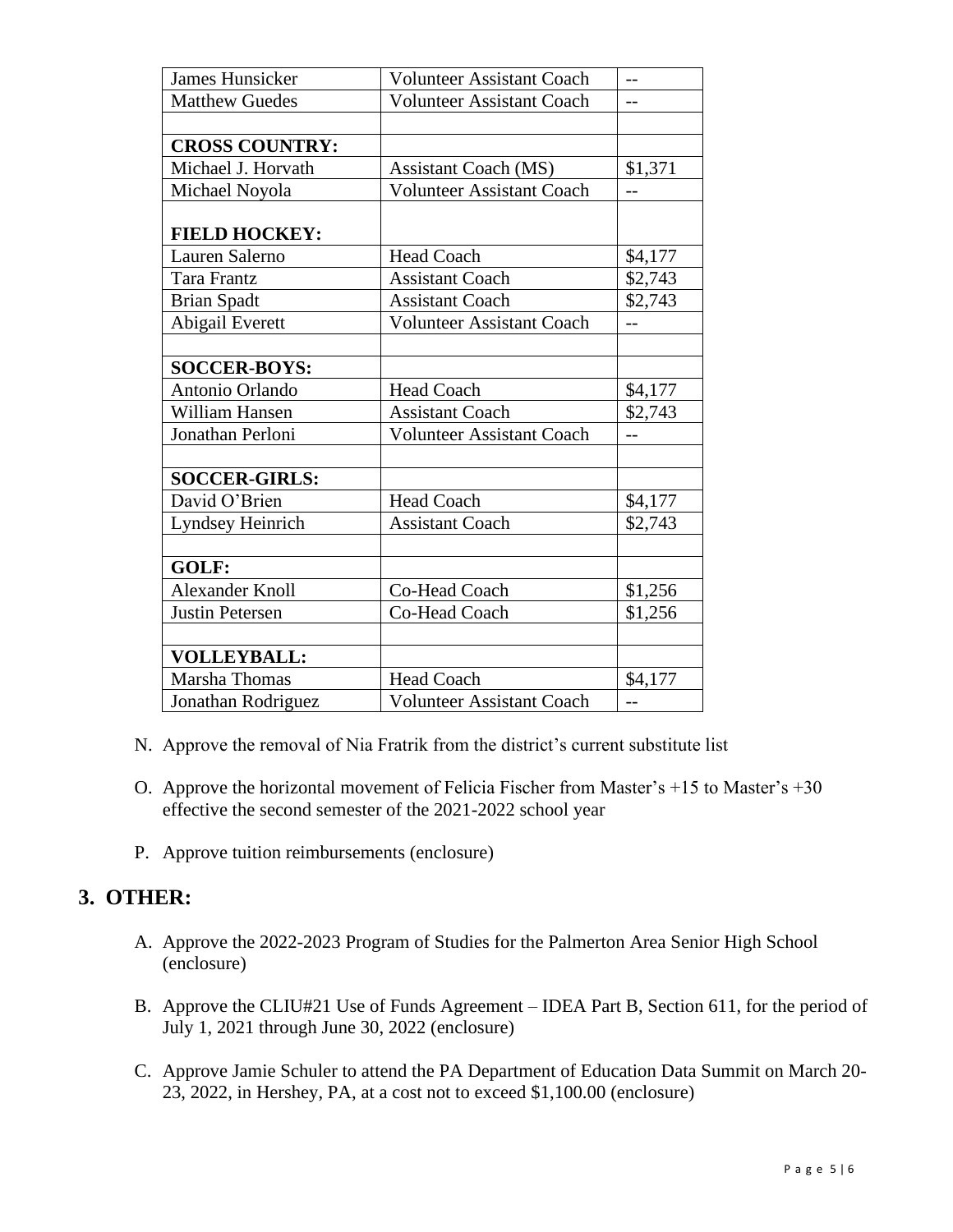| James Hunsicker | Volunteer Assistant Coach | -- |
|---|---|---|
| Matthew Guedes | Volunteer Assistant Coach | -- |
| | | |
| **CROSS COUNTRY:** | | |
| Michael J. Horvath | Assistant Coach (MS) | $1,371 |
| Michael Noyola | Volunteer Assistant Coach | -- |
| **FIELD HOCKEY:** | | |
| Lauren Salerno | Head Coach | $4,177 |
| Tara Frantz | Assistant Coach | $2,743 |
| Brian Spadt | Assistant Coach | $2,743 |
| Abigail Everett | Volunteer Assistant Coach | -- |
| | | |
| **SOCCER-BOYS:** | | |
| Antonio Orlando | Head Coach | $4,177 |
| William Hansen | Assistant Coach | $2,743 |
| Jonathan Perloni | Volunteer Assistant Coach | -- |
| | | |
| **SOCCER-GIRLS:** | | |
| David O'Brien | Head Coach | $4,177 |
| Lyndsey Heinrich | Assistant Coach | $2,743 |
| | | |
| **GOLF:** | | |
| Alexander Knoll | Co-Head Coach | $1,256 |
| Justin Petersen | Co-Head Coach | $1,256 |
| | | |
| **VOLLEYBALL:** | | |
| Marsha Thomas | Head Coach | $4,177 |
| Jonathan Rodriguez | Volunteer Assistant Coach | -- |

N. Approve the removal of Nia Fratrik from the district's current substitute list

O. Approve the horizontal movement of Felicia Fischer from Master's +15 to Master's +30 effective the second semester of the 2021-2022 school year

P. Approve tuition reimbursements (enclosure)

## 3. OTHER:

A. Approve the 2022-2023 Program of Studies for the Palmerton Area Senior High School (enclosure)

B. Approve the CLIU#21 Use of Funds Agreement – IDEA Part B, Section 611, for the period of July 1, 2021 through June 30, 2022 (enclosure)

C. Approve Jamie Schuler to attend the PA Department of Education Data Summit on March 20-23, 2022, in Hershey, PA, at a cost not to exceed $1,100.00 (enclosure)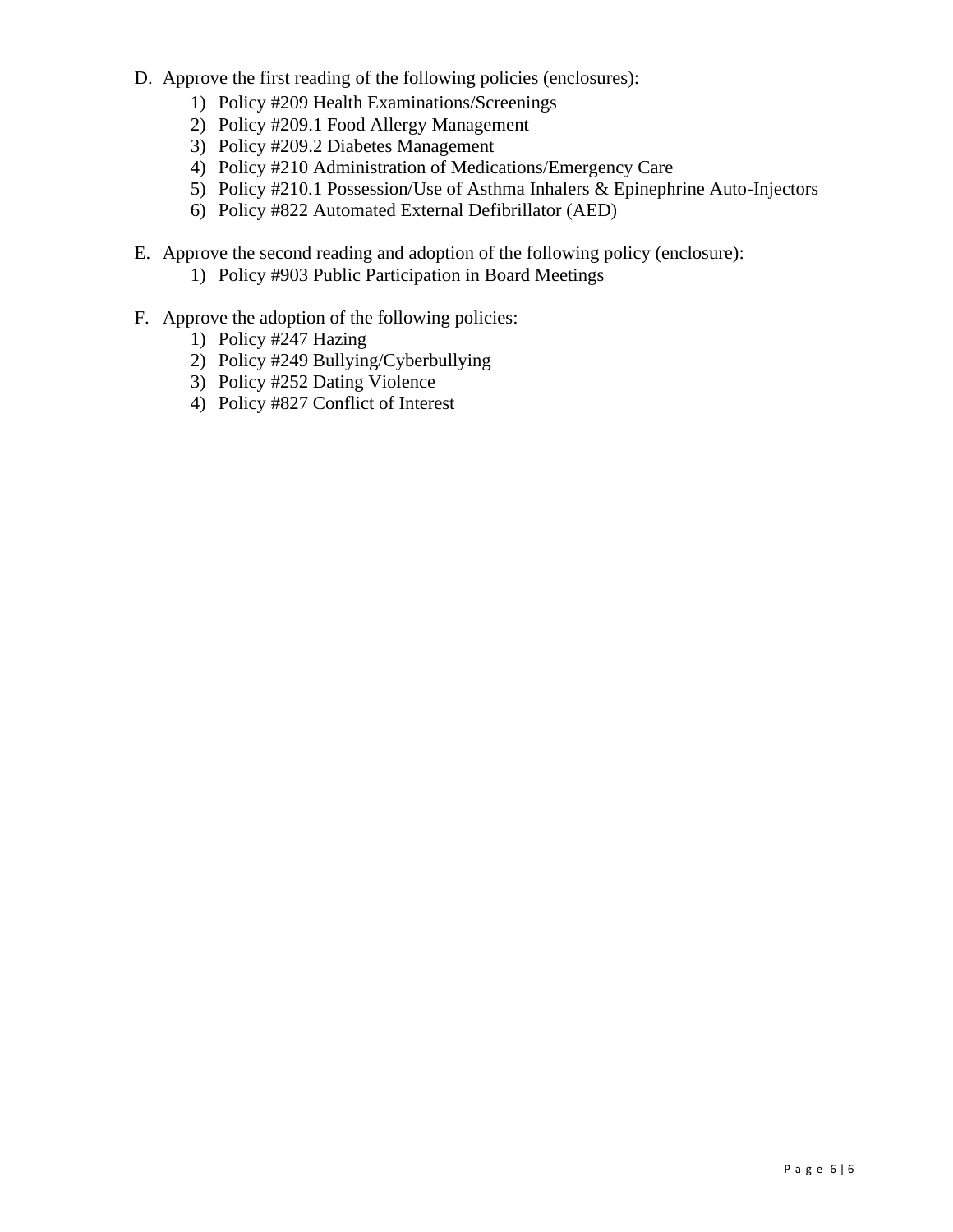D. Approve the first reading of the following policies (enclosures):
   1) Policy #209 Health Examinations/Screenings
   2) Policy #209.1 Food Allergy Management
   3) Policy #209.2 Diabetes Management
   4) Policy #210 Administration of Medications/Emergency Care
   5) Policy #210.1 Possession/Use of Asthma Inhalers & Epinephrine Auto-Injectors
   6) Policy #822 Automated External Defibrillator (AED)

E. Approve the second reading and adoption of the following policy (enclosure):
   1) Policy #903 Public Participation in Board Meetings

F. Approve the adoption of the following policies:
   1) Policy #247 Hazing
   2) Policy #249 Bullying/Cyberbullying
   3) Policy #252 Dating Violence
   4) Policy #827 Conflict of Interest